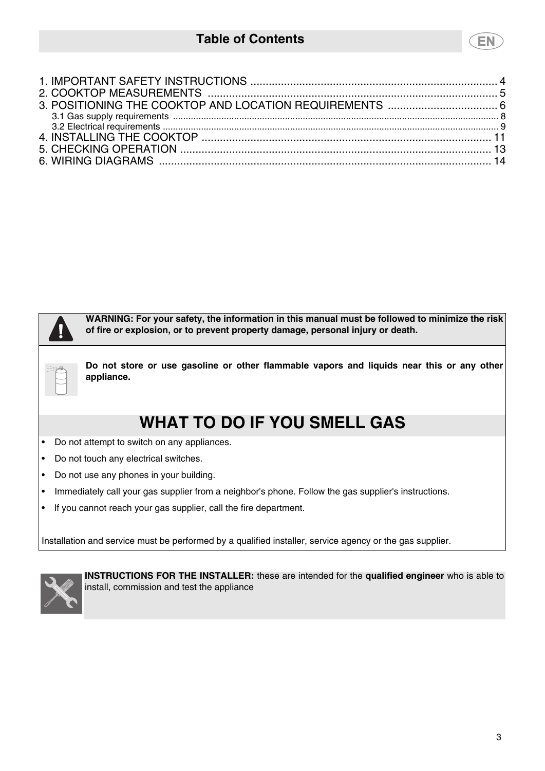# Table of Contents

1. IMPORTANT SAFETY INSTRUCTIONS ........................................ 4
2. COOKTOP MEASUREMENTS ........................................ 5
3. POSITIONING THE COOKTOP AND LOCATION REQUIREMENTS ........................................ 6
   3.1 Gas supply requirements ........................................ 8
   3.2 Electrical requirements ........................................ 9
4. INSTALLING THE COOKTOP ........................................ 11
5. CHECKING OPERATION ........................................ 13
6. WIRING DIAGRAMS ........................................ 14

**WARNING: For your safety, the information in this manual must be followed to minimize the risk of fire or explosion, or to prevent property damage, personal injury or death.**

**Do not store or use gasoline or other flammable vapors and liquids near this or any other appliance.**

## WHAT TO DO IF YOU SMELL GAS

- Do not attempt to switch on any appliances.
- Do not touch any electrical switches.
- Do not use any phones in your building.
- Immediately call your gas supplier from a neighbor's phone. Follow the gas supplier's instructions.
- If you cannot reach your gas supplier, call the fire department.

Installation and service must be performed by a qualified installer, service agency or the gas supplier.

**INSTRUCTIONS FOR THE INSTALLER:** these are intended for the **qualified engineer** who is able to install, commission and test the appliance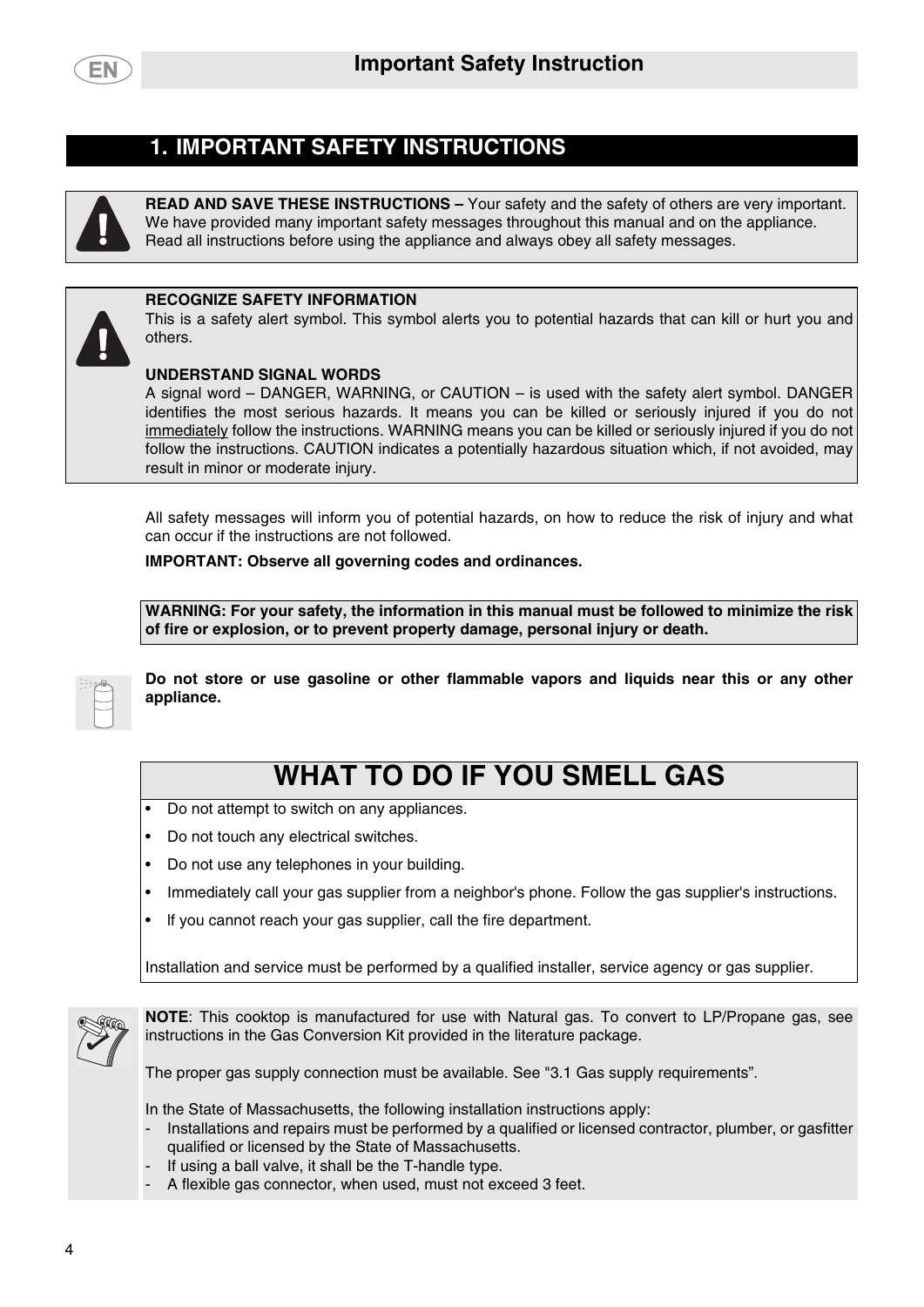# 1. IMPORTANT SAFETY INSTRUCTIONS

**READ AND SAVE THESE INSTRUCTIONS –** Your safety and the safety of others are very important. We have provided many important safety messages throughout this manual and on the appliance. Read all instructions before using the appliance and always obey all safety messages.

**RECOGNIZE SAFETY INFORMATION**
This is a safety alert symbol. This symbol alerts you to potential hazards that can kill or hurt you and others.

**UNDERSTAND SIGNAL WORDS**
A signal word – DANGER, WARNING, or CAUTION – is used with the safety alert symbol. DANGER identifies the most serious hazards. It means you can be killed or seriously injured if you do not immediately follow the instructions. WARNING means you can be killed or seriously injured if you do not follow the instructions. CAUTION indicates a potentially hazardous situation which, if not avoided, may result in minor or moderate injury.

All safety messages will inform you of potential hazards, on how to reduce the risk of injury and what can occur if the instructions are not followed.

**IMPORTANT: Observe all governing codes and ordinances.**

**WARNING: For your safety, the information in this manual must be followed to minimize the risk of fire or explosion, or to prevent property damage, personal injury or death.**

**Do not store or use gasoline or other flammable vapors and liquids near this or any other appliance.**

## WHAT TO DO IF YOU SMELL GAS

- Do not attempt to switch on any appliances.
- Do not touch any electrical switches.
- Do not use any telephones in your building.
- Immediately call your gas supplier from a neighbor's phone. Follow the gas supplier's instructions.
- If you cannot reach your gas supplier, call the fire department.

Installation and service must be performed by a qualified installer, service agency or gas supplier.

**NOTE**: This cooktop is manufactured for use with Natural gas. To convert to LP/Propane gas, see instructions in the Gas Conversion Kit provided in the literature package.

The proper gas supply connection must be available. See "3.1 Gas supply requirements".

In the State of Massachusetts, the following installation instructions apply:

- Installations and repairs must be performed by a qualified or licensed contractor, plumber, or gasfitter qualified or licensed by the State of Massachusetts.
- If using a ball valve, it shall be the T-handle type.
- A flexible gas connector, when used, must not exceed 3 feet.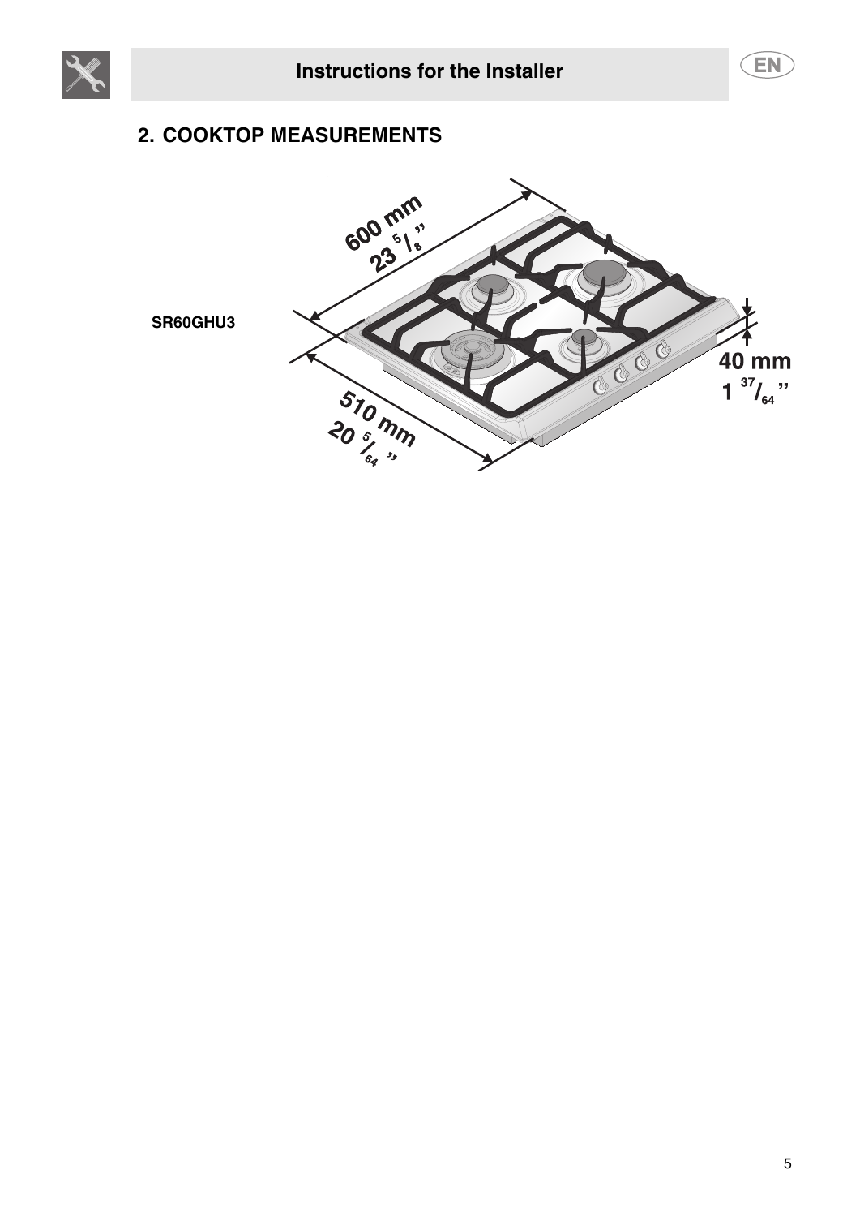## 2. COOKTOP MEASUREMENTS

**SR60GHU3**

600 mm
23 5/8"

510 mm
20 5/64"

40 mm
1 37/64"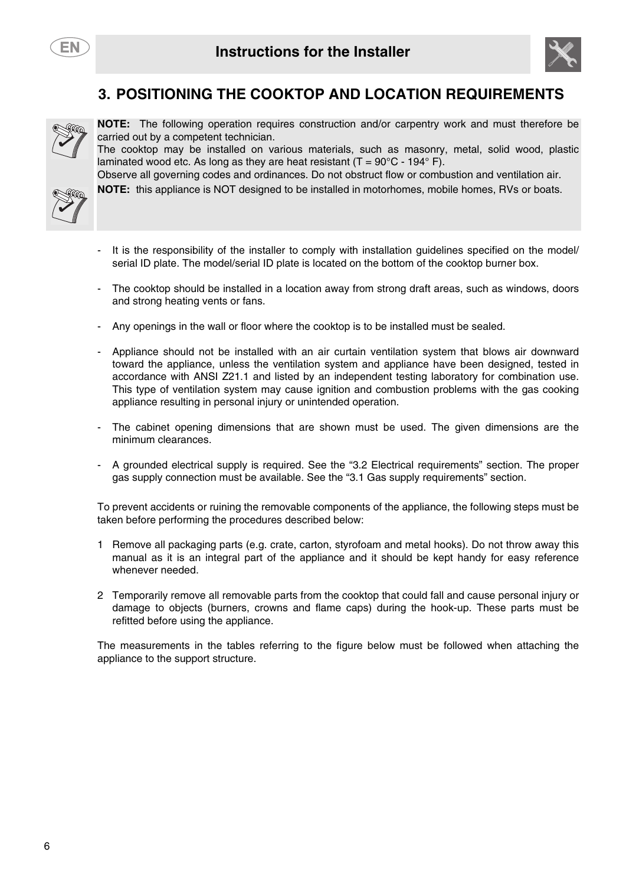# 3. POSITIONING THE COOKTOP AND LOCATION REQUIREMENTS

**NOTE:** The following operation requires construction and/or carpentry work and must therefore be carried out by a competent technician.
The cooktop may be installed on various materials, such as masonry, metal, solid wood, plastic laminated wood etc. As long as they are heat resistant (T = 90°C - 194° F).
Observe all governing codes and ordinances. Do not obstruct flow or combustion and ventilation air.

**NOTE:** this appliance is NOT designed to be installed in motorhomes, mobile homes, RVs or boats.

- It is the responsibility of the installer to comply with installation guidelines specified on the model/ serial ID plate. The model/serial ID plate is located on the bottom of the cooktop burner box.
- The cooktop should be installed in a location away from strong draft areas, such as windows, doors and strong heating vents or fans.
- Any openings in the wall or floor where the cooktop is to be installed must be sealed.
- Appliance should not be installed with an air curtain ventilation system that blows air downward toward the appliance, unless the ventilation system and appliance have been designed, tested in accordance with ANSI Z21.1 and listed by an independent testing laboratory for combination use. This type of ventilation system may cause ignition and combustion problems with the gas cooking appliance resulting in personal injury or unintended operation.
- The cabinet opening dimensions that are shown must be used. The given dimensions are the minimum clearances.
- A grounded electrical supply is required. See the "3.2 Electrical requirements" section. The proper gas supply connection must be available. See the "3.1 Gas supply requirements" section.

To prevent accidents or ruining the removable components of the appliance, the following steps must be taken before performing the procedures described below:

1 Remove all packaging parts (e.g. crate, carton, styrofoam and metal hooks). Do not throw away this manual as it is an integral part of the appliance and it should be kept handy for easy reference whenever needed.

2 Temporarily remove all removable parts from the cooktop that could fall and cause personal injury or damage to objects (burners, crowns and flame caps) during the hook-up. These parts must be refitted before using the appliance.

The measurements in the tables referring to the figure below must be followed when attaching the appliance to the support structure.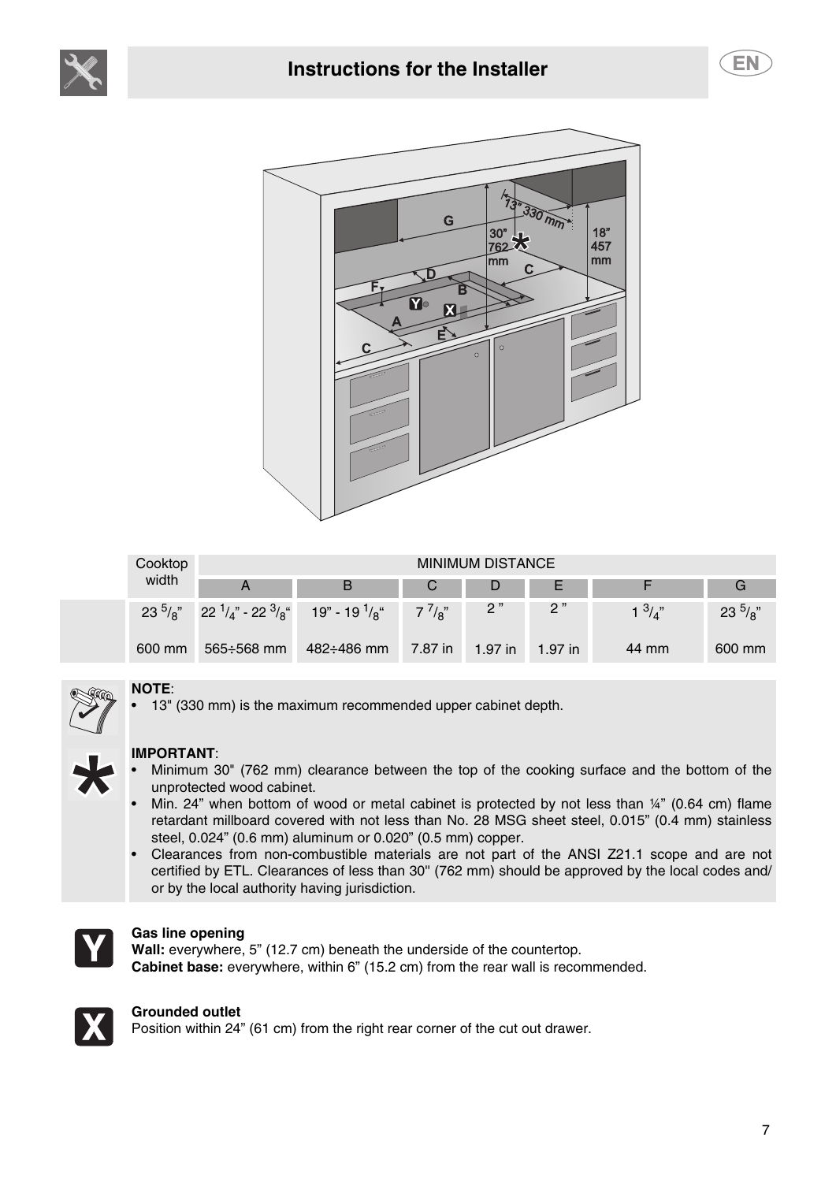## Instructions for the Installer

| Cooktop width | MINIMUM DISTANCE | | | | | | |
|---|---|---|---|---|---|---|---|
| | A | B | C | D | E | F | G |
| 23 5/8" | 22 1/4" - 22 3/8" | 19" - 19 1/8" | 7 7/8" | 2" | 2" | 1 3/4" | 23 5/8" |
| 600 mm | 565÷568 mm | 482÷486 mm | 7.87 in | 1.97 in | 1.97 in | 44 mm | 600 mm |

**NOTE**:
- 13" (330 mm) is the maximum recommended upper cabinet depth.

**IMPORTANT**:
- Minimum 30" (762 mm) clearance between the top of the cooking surface and the bottom of the unprotected wood cabinet.
- Min. 24" when bottom of wood or metal cabinet is protected by not less than ¼" (0.64 cm) flame retardant millboard covered with not less than No. 28 MSG sheet steel, 0.015" (0.4 mm) stainless steel, 0.024" (0.6 mm) aluminum or 0.020" (0.5 mm) copper.
- Clearances from non-combustible materials are not part of the ANSI Z21.1 scope and are not certified by ETL. Clearances of less than 30" (762 mm) should be approved by the local codes and/or by the local authority having jurisdiction.

**Gas line opening**
**Wall:** everywhere, 5" (12.7 cm) beneath the underside of the countertop.
**Cabinet base:** everywhere, within 6" (15.2 cm) from the rear wall is recommended.

**Grounded outlet**
Position within 24" (61 cm) from the right rear corner of the cut out drawer.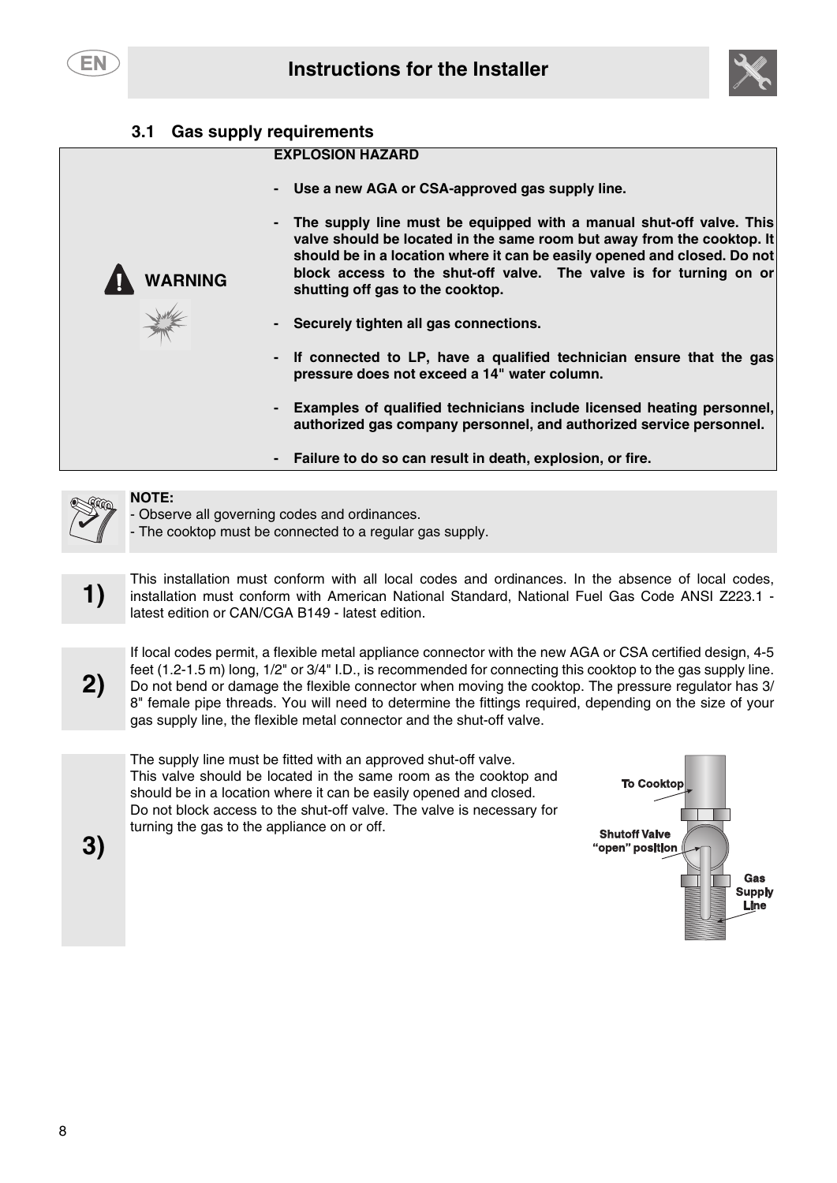## 3.1 Gas supply requirements

**WARNING**

**EXPLOSION HAZARD**

- **Use a new AGA or CSA-approved gas supply line.**
- **The supply line must be equipped with a manual shut-off valve. This valve should be located in the same room but away from the cooktop. It should be in a location where it can be easily opened and closed. Do not block access to the shut-off valve. The valve is for turning on or shutting off gas to the cooktop.**
- **Securely tighten all gas connections.**
- **If connected to LP, have a qualified technician ensure that the gas pressure does not exceed a 14" water column.**
- **Examples of qualified technicians include licensed heating personnel, authorized gas company personnel, and authorized service personnel.**
- **Failure to do so can result in death, explosion, or fire.**

**NOTE:**
- Observe all governing codes and ordinances.
- The cooktop must be connected to a regular gas supply.

**1)** This installation must conform with all local codes and ordinances. In the absence of local codes, installation must conform with American National Standard, National Fuel Gas Code ANSI Z223.1 - latest edition or CAN/CGA B149 - latest edition.

**2)** If local codes permit, a flexible metal appliance connector with the new AGA or CSA certified design, 4-5 feet (1.2-1.5 m) long, 1/2" or 3/4" I.D., is recommended for connecting this cooktop to the gas supply line. Do not bend or damage the flexible connector when moving the cooktop. The pressure regulator has 3/8" female pipe threads. You will need to determine the fittings required, depending on the size of your gas supply line, the flexible metal connector and the shut-off valve.

**3)** The supply line must be fitted with an approved shut-off valve.
This valve should be located in the same room as the cooktop and should be in a location where it can be easily opened and closed.
Do not block access to the shut-off valve. The valve is necessary for turning the gas to the appliance on or off.

To Cooktop

Shutoff Valve "open" position

Gas Supply Line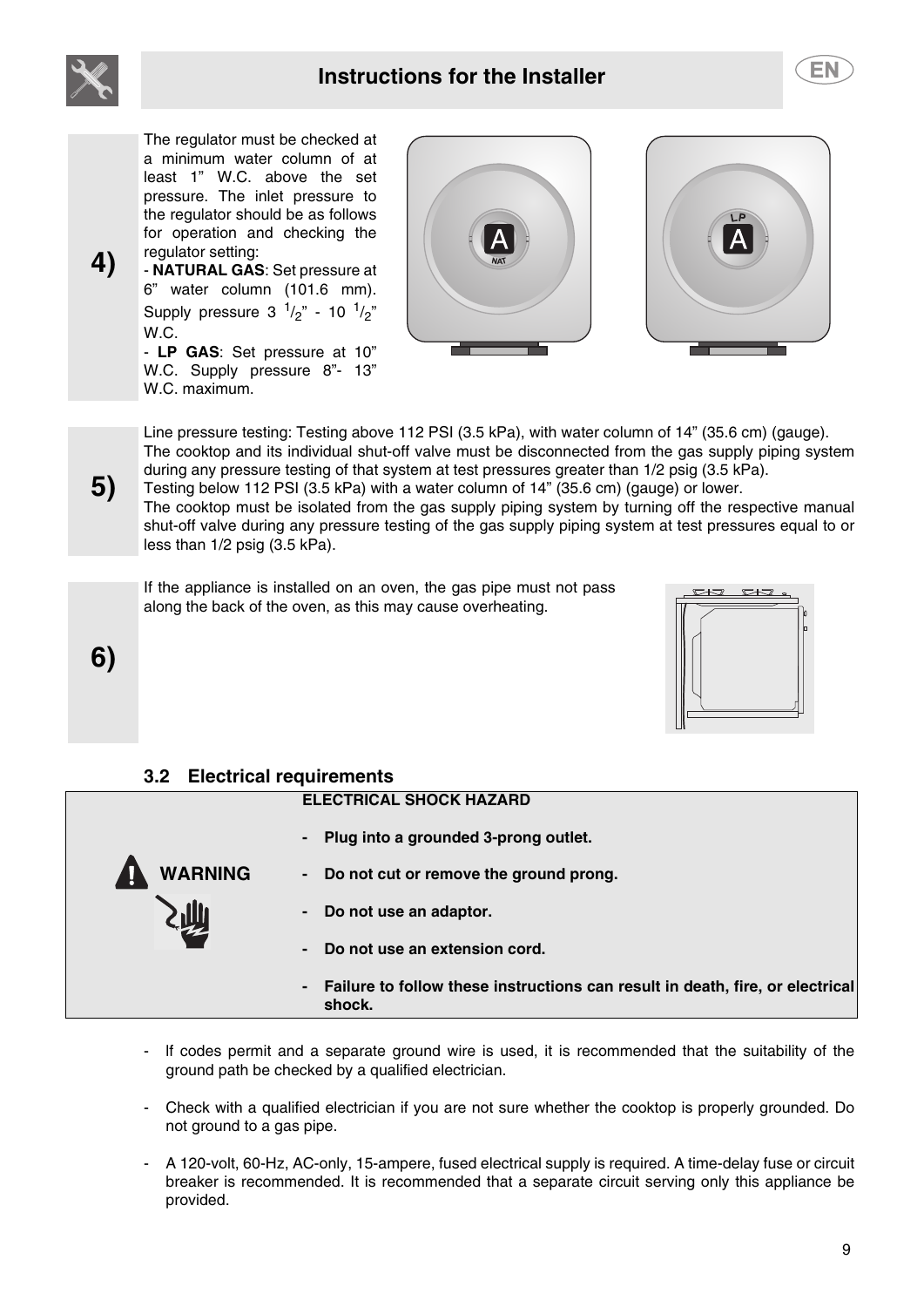# Instructions for the Installer

**4)**

The regulator must be checked at a minimum water column of at least 1" W.C. above the set pressure. The inlet pressure to the regulator should be as follows for operation and checking the regulator setting:

- **NATURAL GAS**: Set pressure at 6" water column (101.6 mm). Supply pressure 3 1/2" - 10 1/2" W.C.
- **LP GAS**: Set pressure at 10" W.C. Supply pressure 8"- 13" W.C. maximum.

**5)**

Line pressure testing: Testing above 112 PSI (3.5 kPa), with water column of 14" (35.6 cm) (gauge).
The cooktop and its individual shut-off valve must be disconnected from the gas supply piping system during any pressure testing of that system at test pressures greater than 1/2 psig (3.5 kPa).
Testing below 112 PSI (3.5 kPa) with a water column of 14" (35.6 cm) (gauge) or lower.
The cooktop must be isolated from the gas supply piping system by turning off the respective manual shut-off valve during any pressure testing of the gas supply piping system at test pressures equal to or less than 1/2 psig (3.5 kPa).

**6)**

If the appliance is installed on an oven, the gas pipe must not pass along the back of the oven, as this may cause overheating.

### 3.2 Electrical requirements

**WARNING**

**ELECTRICAL SHOCK HAZARD**

- **Plug into a grounded 3-prong outlet.**
- **Do not cut or remove the ground prong.**
- **Do not use an adaptor.**
- **Do not use an extension cord.**
- **Failure to follow these instructions can result in death, fire, or electrical shock.**

- If codes permit and a separate ground wire is used, it is recommended that the suitability of the ground path be checked by a qualified electrician.
- Check with a qualified electrician if you are not sure whether the cooktop is properly grounded. Do not ground to a gas pipe.
- A 120-volt, 60-Hz, AC-only, 15-ampere, fused electrical supply is required. A time-delay fuse or circuit breaker is recommended. It is recommended that a separate circuit serving only this appliance be provided.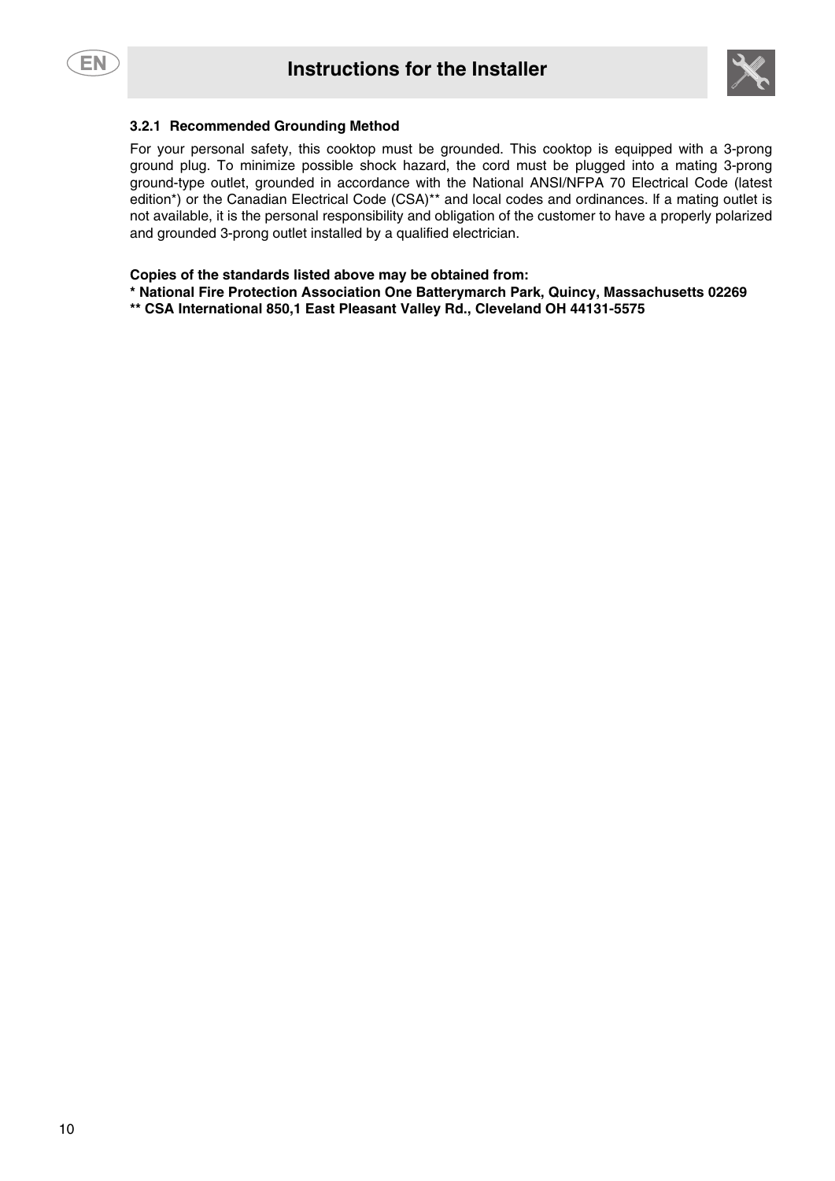### 3.2.1 Recommended Grounding Method

For your personal safety, this cooktop must be grounded. This cooktop is equipped with a 3-prong ground plug. To minimize possible shock hazard, the cord must be plugged into a mating 3-prong ground-type outlet, grounded in accordance with the National ANSI/NFPA 70 Electrical Code (latest edition*) or the Canadian Electrical Code (CSA)** and local codes and ordinances. If a mating outlet is not available, it is the personal responsibility and obligation of the customer to have a properly polarized and grounded 3-prong outlet installed by a qualified electrician.

**Copies of the standards listed above may be obtained from:**
**\* National Fire Protection Association One Batterymarch Park, Quincy, Massachusetts 02269**
**\*\* CSA International 850,1 East Pleasant Valley Rd., Cleveland OH 44131-5575**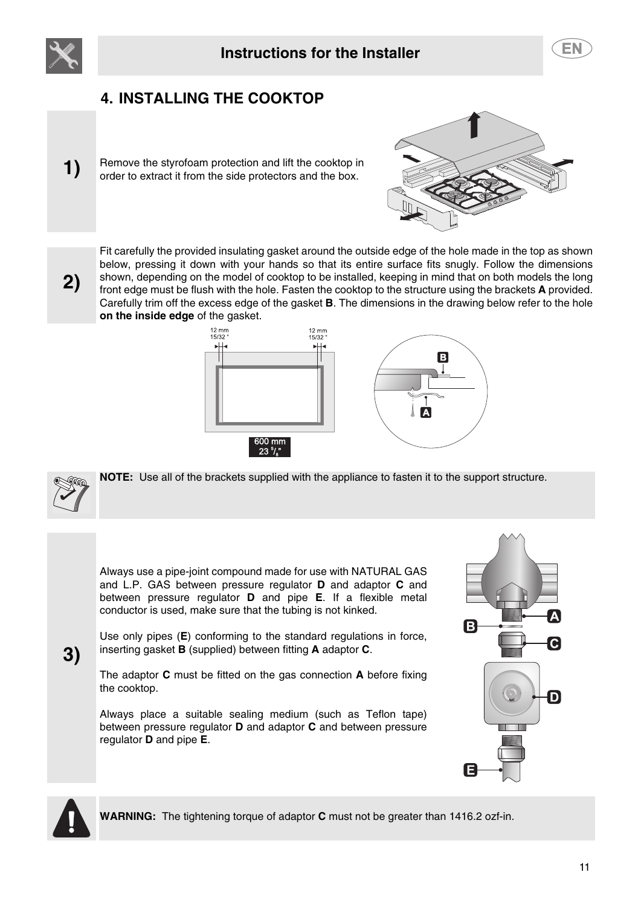## 4. INSTALLING THE COOKTOP

**1)** Remove the styrofoam protection and lift the cooktop in order to extract it from the side protectors and the box.

**2)** Fit carefully the provided insulating gasket around the outside edge of the hole made in the top as shown below, pressing it down with your hands so that its entire surface fits snugly. Follow the dimensions shown, depending on the model of cooktop to be installed, keeping in mind that on both models the long front edge must be flush with the hole. Fasten the cooktop to the structure using the brackets **A** provided. Carefully trim off the excess edge of the gasket **B**. The dimensions in the drawing below refer to the hole **on the inside edge** of the gasket.

12 mm 15/32 "

12 mm 15/32 "

600 mm 23 5/8"

**NOTE:** Use all of the brackets supplied with the appliance to fasten it to the support structure.

**3)** Always use a pipe-joint compound made for use with NATURAL GAS and L.P. GAS between pressure regulator **D** and adaptor **C** and between pressure regulator **D** and pipe **E**. If a flexible metal conductor is used, make sure that the tubing is not kinked.

Use only pipes (**E**) conforming to the standard regulations in force, inserting gasket **B** (supplied) between fitting **A** adaptor **C**.

The adaptor **C** must be fitted on the gas connection **A** before fixing the cooktop.

Always place a suitable sealing medium (such as Teflon tape) between pressure regulator **D** and adaptor **C** and between pressure regulator **D** and pipe **E**.

**WARNING:** The tightening torque of adaptor **C** must not be greater than 1416.2 ozf-in.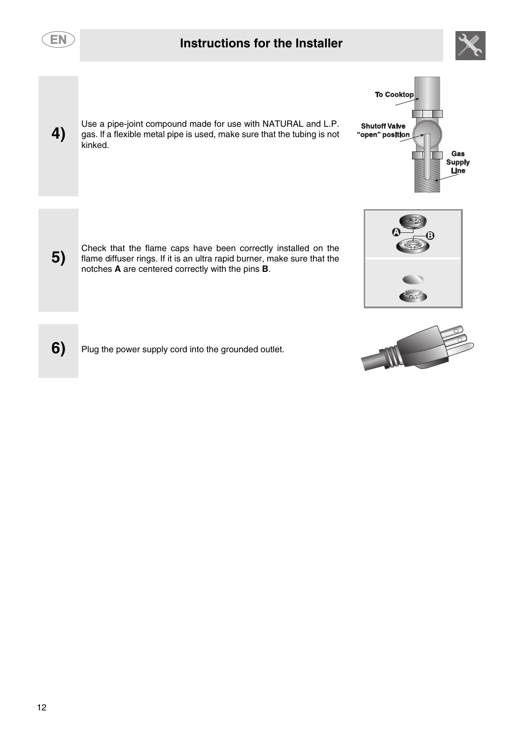# Instructions for the Installer

**4)** Use a pipe-joint compound made for use with NATURAL and L.P. gas. If a flexible metal pipe is used, make sure that the tubing is not kinked.

**5)** Check that the flame caps have been correctly installed on the flame diffuser rings. If it is an ultra rapid burner, make sure that the notches **A** are centered correctly with the pins **B**.

**6)** Plug the power supply cord into the grounded outlet.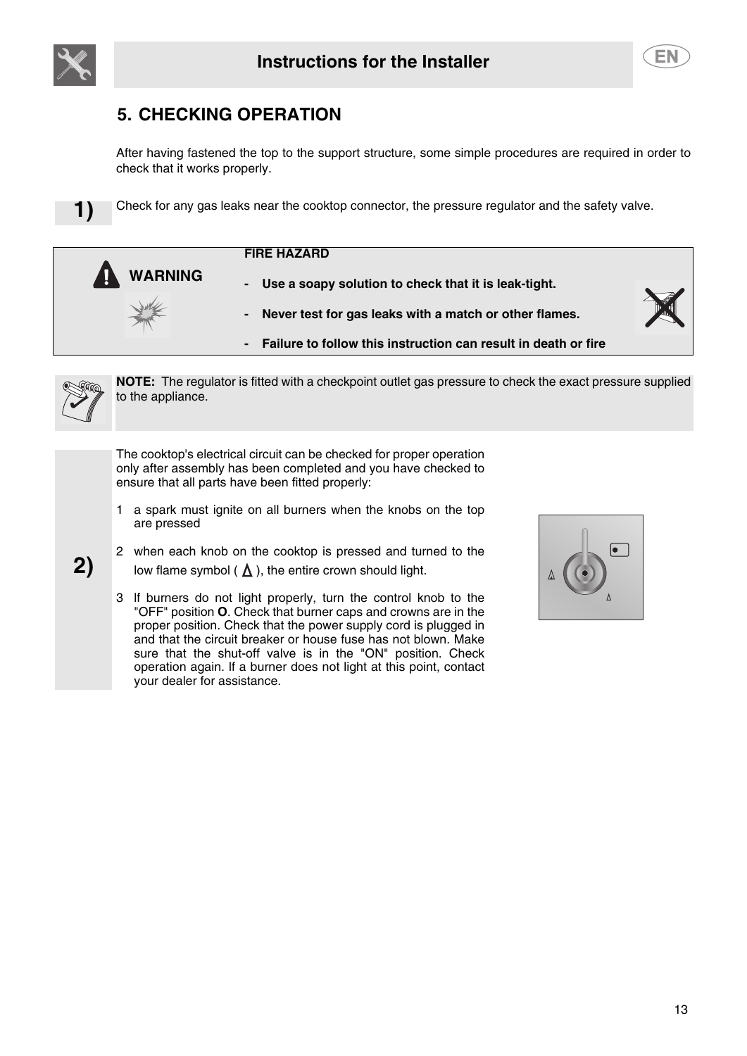## 5. CHECKING OPERATION

After having fastened the top to the support structure, some simple procedures are required in order to check that it works properly.

**1)** Check for any gas leaks near the cooktop connector, the pressure regulator and the safety valve.

**WARNING**

**FIRE HAZARD**

- **Use a soapy solution to check that it is leak-tight.**
- **Never test for gas leaks with a match or other flames.**
- **Failure to follow this instruction can result in death or fire**

**NOTE:** The regulator is fitted with a checkpoint outlet gas pressure to check the exact pressure supplied to the appliance.

**2)** The cooktop's electrical circuit can be checked for proper operation only after assembly has been completed and you have checked to ensure that all parts have been fitted properly:

1. a spark must ignite on all burners when the knobs on the top are pressed
2. when each knob on the cooktop is pressed and turned to the low flame symbol ( ), the entire crown should light.
3. If burners do not light properly, turn the control knob to the "OFF" position **O**. Check that burner caps and crowns are in the proper position. Check that the power supply cord is plugged in and that the circuit breaker or house fuse has not blown. Make sure that the shut-off valve is in the "ON" position. Check operation again. If a burner does not light at this point, contact your dealer for assistance.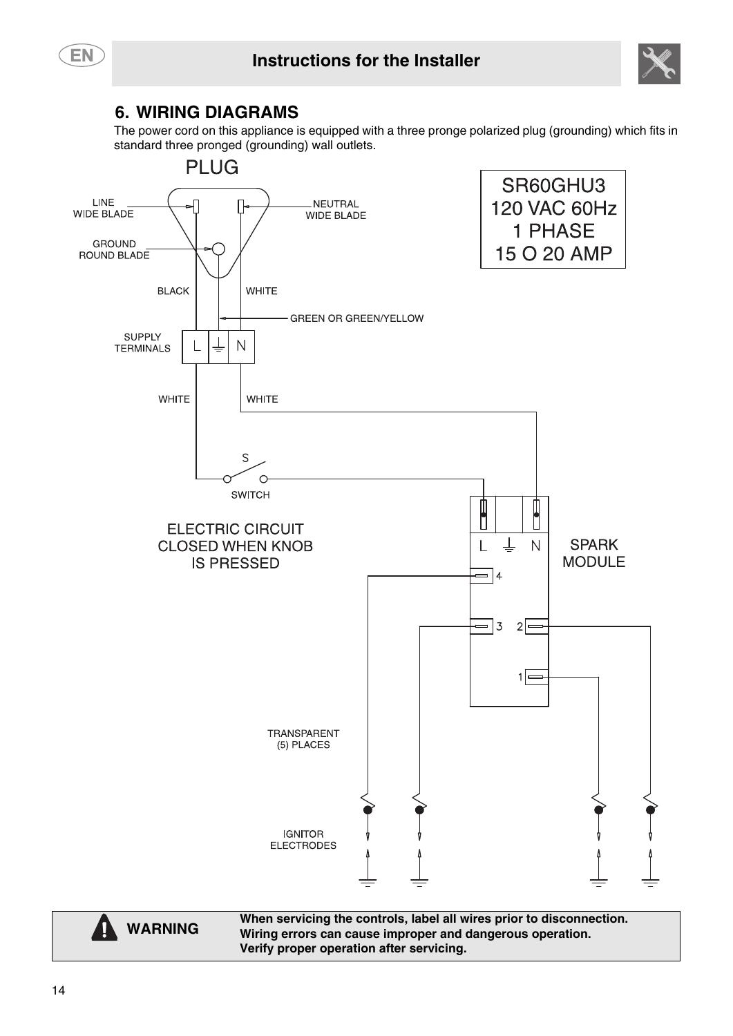## 6. WIRING DIAGRAMS

The power cord on this appliance is equipped with a three pronge polarized plug (grounding) which fits in standard three pronged (grounding) wall outlets.

PLUG

LINE WIDE BLADE

NEUTRAL WIDE BLADE

GROUND ROUND BLADE

BLACK

WHITE

GREEN OR GREEN/YELLOW

SUPPLY TERMINALS

L ⏚ N

WHITE

WHITE

S

SWITCH

ELECTRIC CIRCUIT CLOSED WHEN KNOB IS PRESSED

L ⏚ N

SPARK MODULE

4

3

2

1

TRANSPARENT (5) PLACES

IGNITOR ELECTRODES

SR60GHU3
120 VAC 60Hz
1 PHASE
15 O 20 AMP

**WARNING** **When servicing the controls, label all wires prior to disconnection. Wiring errors can cause improper and dangerous operation. Verify proper operation after servicing.**